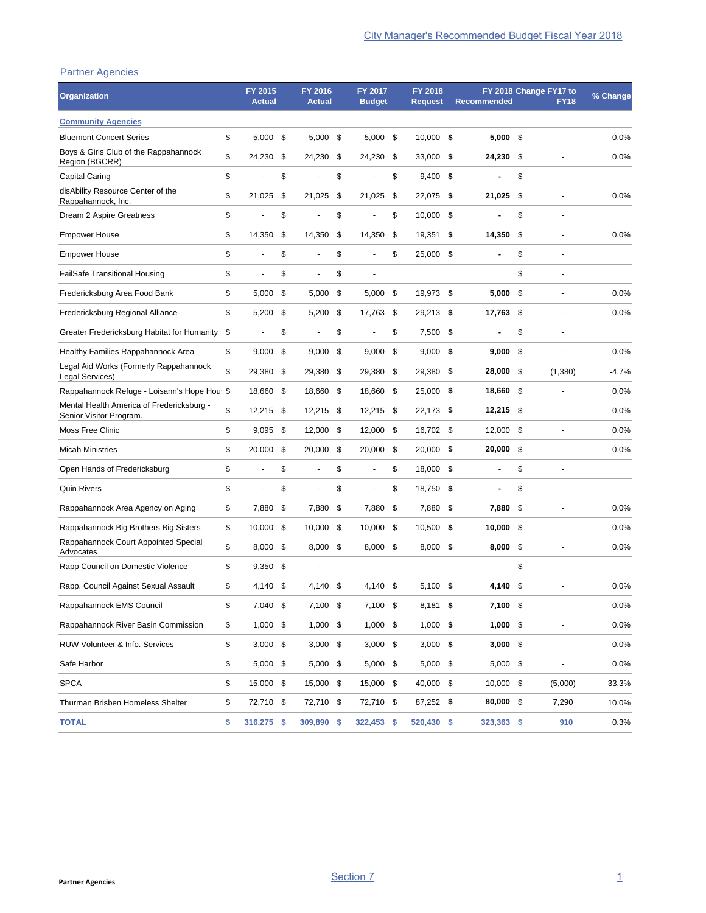## Partner Agencies

| Organization | FY 2015 Actual | FY 2016 Actual | FY 2017 Budget | FY 2018 Request | FY 2018 Recommended | Change FY17 to FY18 | % Change |
|---|---|---|---|---|---|---|---|
| **Community Agencies** | | | | | | | |
| Bluemont Concert Series | $ 5,000 | $ 5,000 | $ 5,000 | $ 10,000 | **$ 5,000** | $ - | 0.0% |
| Boys & Girls Club of the Rappahannock Region (BGCRR) | $ 24,230 | $ 24,230 | $ 24,230 | $ 33,000 | **$ 24,230** | $ - | 0.0% |
| Capital Caring | $ - | $ - | $ - | $ 9,400 | **$ -** | $ - | |
| disAbility Resource Center of the Rappahannock, Inc. | $ 21,025 | $ 21,025 | $ 21,025 | $ 22,075 | **$ 21,025** | $ - | 0.0% |
| Dream 2 Aspire Greatness | $ - | $ - | $ - | $ 10,000 | **$ -** | $ - | |
| Empower House | $ 14,350 | $ 14,350 | $ 14,350 | $ 19,351 | **$ 14,350** | $ - | 0.0% |
| Empower House | $ - | $ - | $ - | $ 25,000 | **$ -** | $ - | |
| FailSafe Transitional Housing | $ - | $ - | $ - | | | $ - | |
| Fredericksburg Area Food Bank | $ 5,000 | $ 5,000 | $ 5,000 | $ 19,973 | **$ 5,000** | $ - | 0.0% |
| Fredericksburg Regional Alliance | $ 5,200 | $ 5,200 | $ 17,763 | $ 29,213 | **$ 17,763** | $ - | 0.0% |
| Greater Fredericksburg Habitat for Humanity | $ - | $ - | $ - | $ 7,500 | **$ -** | $ - | |
| Healthy Families Rappahannock Area | $ 9,000 | $ 9,000 | $ 9,000 | $ 9,000 | **$ 9,000** | $ - | 0.0% |
| Legal Aid Works (Formerly Rappahannock Legal Services) | $ 29,380 | $ 29,380 | $ 29,380 | $ 29,380 | **$ 28,000** | $ (1,380) | -4.7% |
| Rappahannock Refuge - Loisann's Hope Hou | $ 18,660 | $ 18,660 | $ 18,660 | $ 25,000 | **$ 18,660** | $ - | 0.0% |
| Mental Health America of Fredericksburg - Senior Visitor Program. | $ 12,215 | $ 12,215 | $ 12,215 | $ 22,173 | **$ 12,215** | $ - | 0.0% |
| Moss Free Clinic | $ 9,095 | $ 12,000 | $ 12,000 | $ 16,702 | $ 12,000 | $ - | 0.0% |
| Micah Ministries | $ 20,000 | $ 20,000 | $ 20,000 | $ 20,000 | **$ 20,000** | $ - | 0.0% |
| Open Hands of Fredericksburg | $ - | $ - | $ - | $ 18,000 | **$ -** | $ - | |
| Quin Rivers | $ - | $ - | $ - | $ 18,750 | **$ -** | $ - | |
| Rappahannock Area Agency on Aging | $ 7,880 | $ 7,880 | $ 7,880 | $ 7,880 | **$ 7,880** | $ - | 0.0% |
| Rappahannock Big Brothers Big Sisters | $ 10,000 | $ 10,000 | $ 10,000 | $ 10,500 | **$ 10,000** | $ - | 0.0% |
| Rappahannock Court Appointed Special Advocates | $ 8,000 | $ 8,000 | $ 8,000 | $ 8,000 | **$ 8,000** | $ - | 0.0% |
| Rapp Council on Domestic Violence | $ 9,350 | $ - | | | | $ - | |
| Rapp. Council Against Sexual Assault | $ 4,140 | $ 4,140 | $ 4,140 | $ 5,100 | **$ 4,140** | $ - | 0.0% |
| Rappahannock EMS Council | $ 7,040 | $ 7,100 | $ 7,100 | $ 8,181 | **$ 7,100** | $ - | 0.0% |
| Rappahannock River Basin Commission | $ 1,000 | $ 1,000 | $ 1,000 | $ 1,000 | **$ 1,000** | $ - | 0.0% |
| RUW Volunteer & Info. Services | $ 3,000 | $ 3,000 | $ 3,000 | $ 3,000 | **$ 3,000** | $ - | 0.0% |
| Safe Harbor | $ 5,000 | $ 5,000 | $ 5,000 | $ 5,000 | $ 5,000 | $ - | 0.0% |
| SPCA | $ 15,000 | $ 15,000 | $ 15,000 | $ 40,000 | $ 10,000 | $ (5,000) | -33.3% |
| Thurman Brisben Homeless Shelter | $ 72,710 | $ 72,710 | $ 72,710 | $ 87,252 | **$ 80,000** | $ 7,290 | 10.0% |
| **TOTAL** | **$ 316,275** | **$ 309,890** | **$ 322,453** | **$ 520,430** | **$ 323,363** | **$ 910** | 0.3% |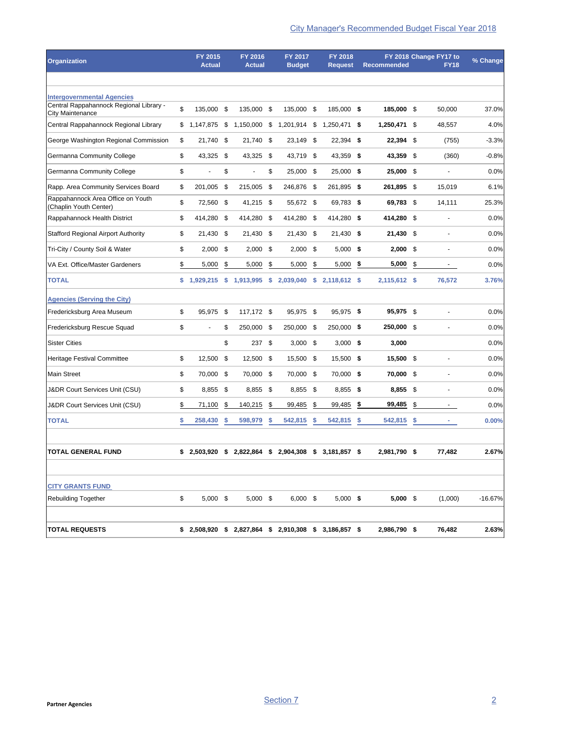| Organization | FY 2015 Actual | FY 2016 Actual | FY 2017 Budget | FY 2018 Request | FY 2018 Recommended | Change FY17 to FY18 | % Change |
|---|---|---|---|---|---|---|---|
| **Intergovernmental Agencies** | | | | | | | |
| Central Rappahannock Regional Library - City Maintenance | $ 135,000 | $ 135,000 | $ 135,000 | $ 185,000 | **$ 185,000** | $ 50,000 | 37.0% |
| Central Rappahannock Regional Library | $ 1,147,875 | $ 1,150,000 | $ 1,201,914 | $ 1,250,471 | **$ 1,250,471** | $ 48,557 | 4.0% |
| George Washington Regional Commission | $ 21,740 | $ 21,740 | $ 23,149 | $ 22,394 | **$ 22,394** | $ (755) | -3.3% |
| Germanna Community College | $ 43,325 | $ 43,325 | $ 43,719 | $ 43,359 | **$ 43,359** | $ (360) | -0.8% |
| Germanna Community College | $ - | $ - | $ 25,000 | $ 25,000 | **$ 25,000** | $ - | 0.0% |
| Rapp. Area Community Services Board | $ 201,005 | $ 215,005 | $ 246,876 | $ 261,895 | **$ 261,895** | $ 15,019 | 6.1% |
| Rappahannock Area Office on Youth (Chaplin Youth Center) | $ 72,560 | $ 41,215 | $ 55,672 | $ 69,783 | **$ 69,783** | $ 14,111 | 25.3% |
| Rappahannock Health District | $ 414,280 | $ 414,280 | $ 414,280 | $ 414,280 | **$ 414,280** | $ - | 0.0% |
| Stafford Regional Airport Authority | $ 21,430 | $ 21,430 | $ 21,430 | $ 21,430 | **$ 21,430** | $ - | 0.0% |
| Tri-City / County Soil & Water | $ 2,000 | $ 2,000 | $ 2,000 | $ 5,000 | **$ 2,000** | $ - | 0.0% |
| VA Ext. Office/Master Gardeners | $ 5,000 | $ 5,000 | $ 5,000 | $ 5,000 | **$ 5,000** | $ - | 0.0% |
| **TOTAL** | **$ 1,929,215** | **$ 1,913,995** | **$ 2,039,040** | **$ 2,118,612** | **$ 2,115,612** | **$ 76,572** | **3.76%** |
| **Agencies (Serving the City)** | | | | | | | |
| Fredericksburg Area Museum | $ 95,975 | $ 117,172 | $ 95,975 | $ 95,975 | **$ 95,975** | $ - | 0.0% |
| Fredericksburg Rescue Squad | $ - | $ 250,000 | $ 250,000 | $ 250,000 | **$ 250,000** | $ - | 0.0% |
| Sister Cities | | $ 237 | $ 3,000 | $ 3,000 | **$ 3,000** | | 0.0% |
| Heritage Festival Committee | $ 12,500 | $ 12,500 | $ 15,500 | $ 15,500 | **$ 15,500** | $ - | 0.0% |
| Main Street | $ 70,000 | $ 70,000 | $ 70,000 | $ 70,000 | **$ 70,000** | $ - | 0.0% |
| J&DR Court Services Unit (CSU) | $ 8,855 | $ 8,855 | $ 8,855 | $ 8,855 | **$ 8,855** | $ - | 0.0% |
| J&DR Court Services Unit (CSU) | $ 71,100 | $ 140,215 | $ 99,485 | $ 99,485 | **$ 99,485** | $ - | 0.0% |
| **TOTAL** | **$ 258,430** | **$ 598,979** | **$ 542,815** | **$ 542,815** | **$ 542,815** | **$ -** | **0.00%** |
| **TOTAL GENERAL FUND** | **$ 2,503,920** | **$ 2,822,864** | **$ 2,904,308** | **$ 3,181,857** | **$ 2,981,790** | **$ 77,482** | **2.67%** |
| **CITY GRANTS FUND** | | | | | | | |
| Rebuilding Together | $ 5,000 | $ 5,000 | $ 6,000 | $ 5,000 | **$ 5,000** | $ (1,000) | -16.67% |
| **TOTAL REQUESTS** | **$ 2,508,920** | **$ 2,827,864** | **$ 2,910,308** | **$ 3,186,857** | **$ 2,986,790** | **$ 76,482** | **2.63%** |